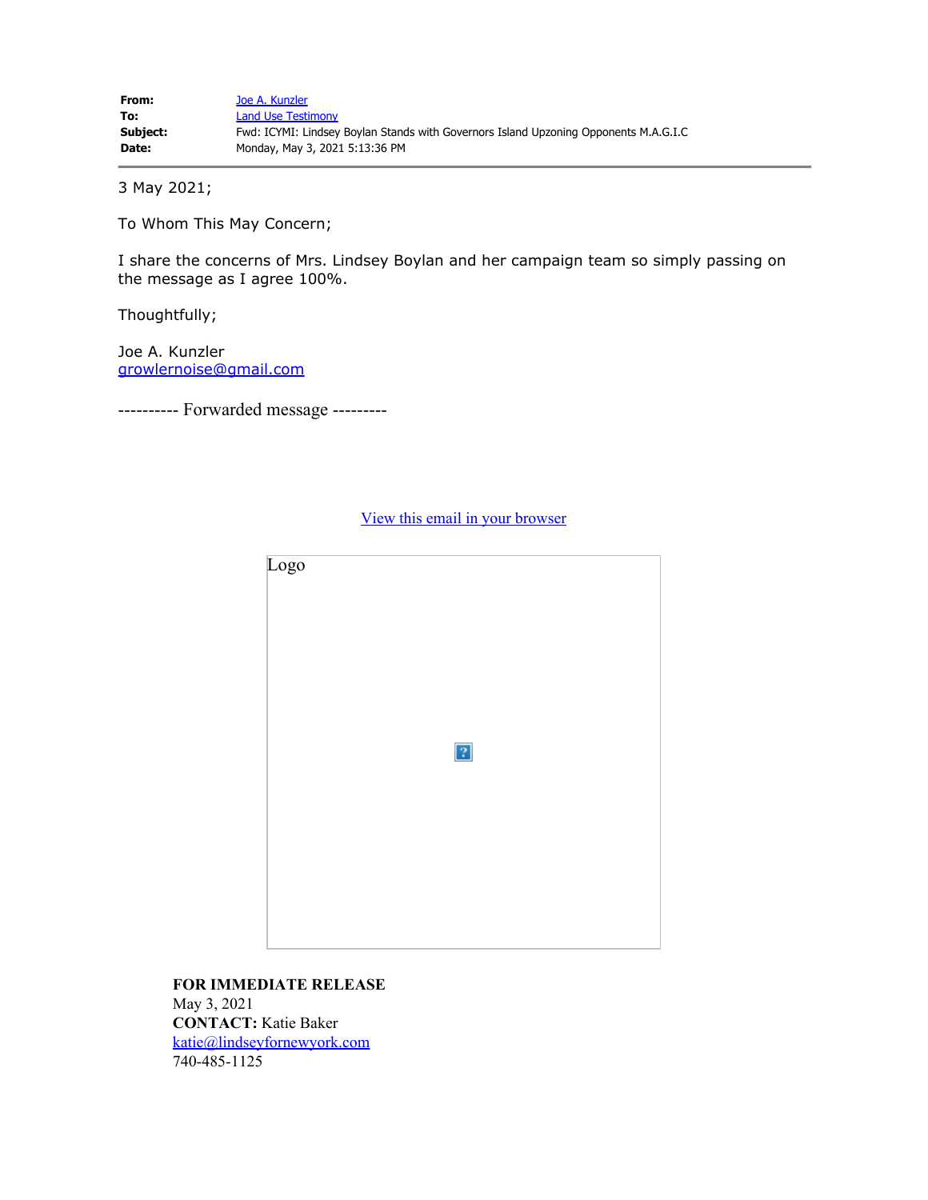**From:** Joe A. Kunzler
**To:** Land Use Testimony
**Subject:** Fwd: ICYMI: Lindsey Boylan Stands with Governors Island Upzoning Opponents M.A.G.I.C
**Date:** Monday, May 3, 2021 5:13:36 PM

---

3 May 2021;

To Whom This May Concern;

I share the concerns of Mrs. Lindsey Boylan and her campaign team so simply passing on the message as I agree 100%.

Thoughtfully;

Joe A. Kunzler
growlernoise@gmail.com

---------- Forwarded message ---------

View this email in your browser

Logo

**FOR IMMEDIATE RELEASE**
May 3, 2021
**CONTACT:** Katie Baker
katie@lindseyfornewyork.com
740-485-1125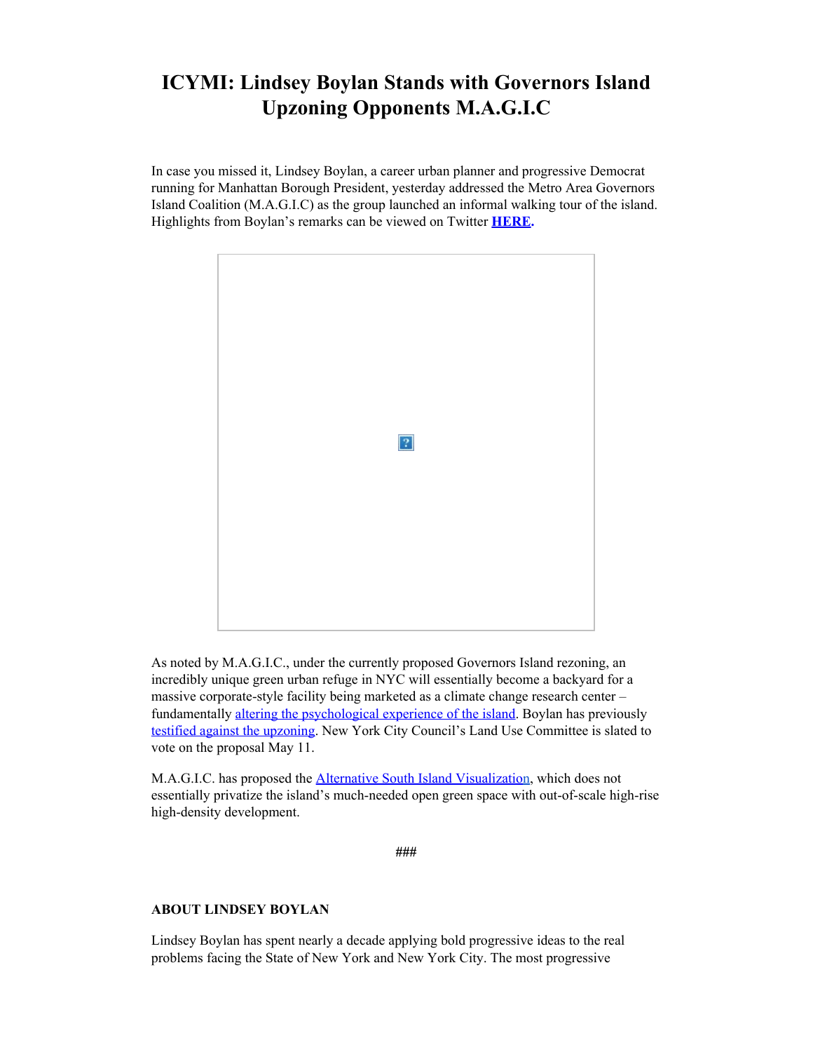# ICYMI: Lindsey Boylan Stands with Governors Island Upzoning Opponents M.A.G.I.C

In case you missed it, Lindsey Boylan, a career urban planner and progressive Democrat running for Manhattan Borough President, yesterday addressed the Metro Area Governors Island Coalition (M.A.G.I.C) as the group launched an informal walking tour of the island. Highlights from Boylan's remarks can be viewed on Twitter **HERE.**

As noted by M.A.G.I.C., under the currently proposed Governors Island rezoning, an incredibly unique green urban refuge in NYC will essentially become a backyard for a massive corporate-style facility being marketed as a climate change research center – fundamentally altering the psychological experience of the island. Boylan has previously testified against the upzoning. New York City Council's Land Use Committee is slated to vote on the proposal May 11.

M.A.G.I.C. has proposed the Alternative South Island Visualization, which does not essentially privatize the island's much-needed open green space with out-of-scale high-rise high-density development.

###

**ABOUT LINDSEY BOYLAN**

Lindsey Boylan has spent nearly a decade applying bold progressive ideas to the real problems facing the State of New York and New York City. The most progressive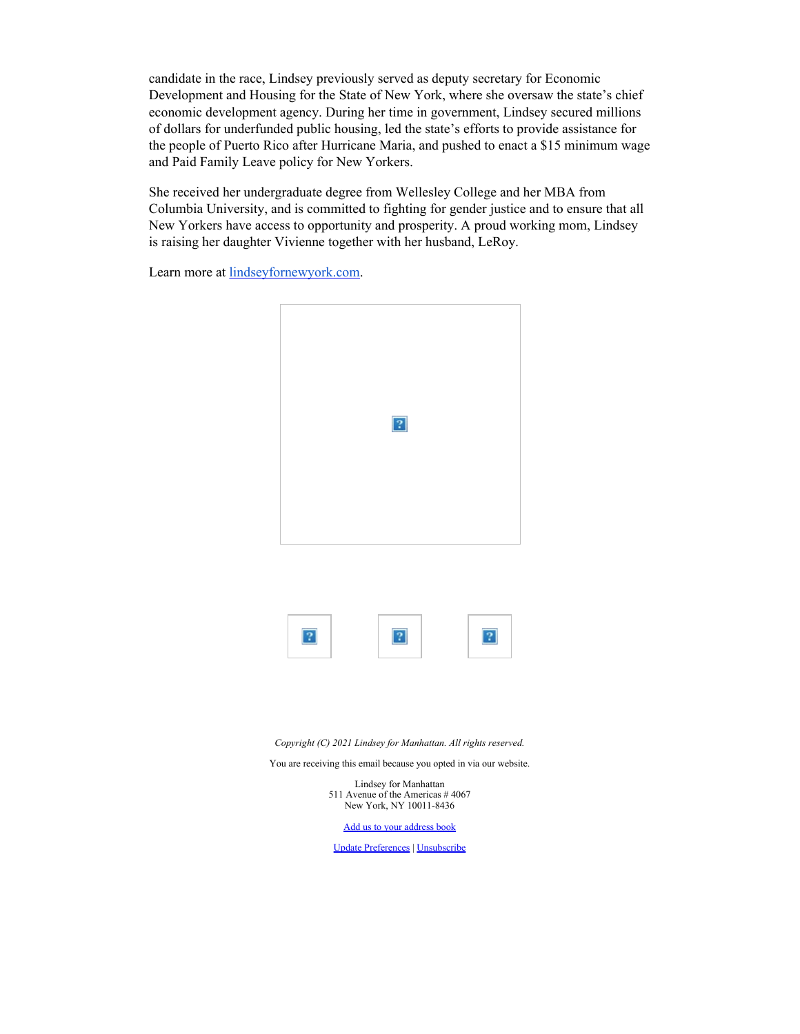candidate in the race, Lindsey previously served as deputy secretary for Economic Development and Housing for the State of New York, where she oversaw the state's chief economic development agency. During her time in government, Lindsey secured millions of dollars for underfunded public housing, led the state's efforts to provide assistance for the people of Puerto Rico after Hurricane Maria, and pushed to enact a $15 minimum wage and Paid Family Leave policy for New Yorkers.

She received her undergraduate degree from Wellesley College and her MBA from Columbia University, and is committed to fighting for gender justice and to ensure that all New Yorkers have access to opportunity and prosperity. A proud working mom, Lindsey is raising her daughter Vivienne together with her husband, LeRoy.

Learn more at [lindseyfornewyork.com](lindseyfornewyork.com).

*Copyright (C) 2021 Lindsey for Manhattan. All rights reserved.*

You are receiving this email because you opted in via our website.

Lindsey for Manhattan
511 Avenue of the Americas # 4067
New York, NY 10011-8436

Add us to your address book

Update Preferences | Unsubscribe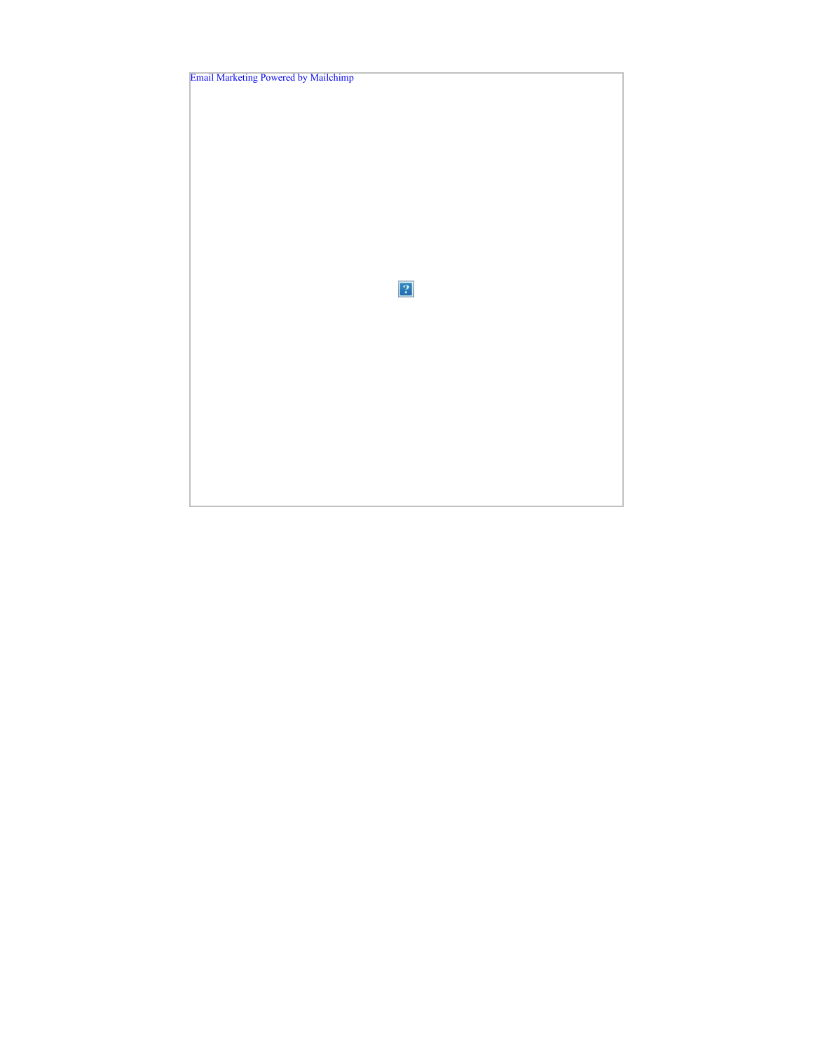Email Marketing Powered by Mailchimp